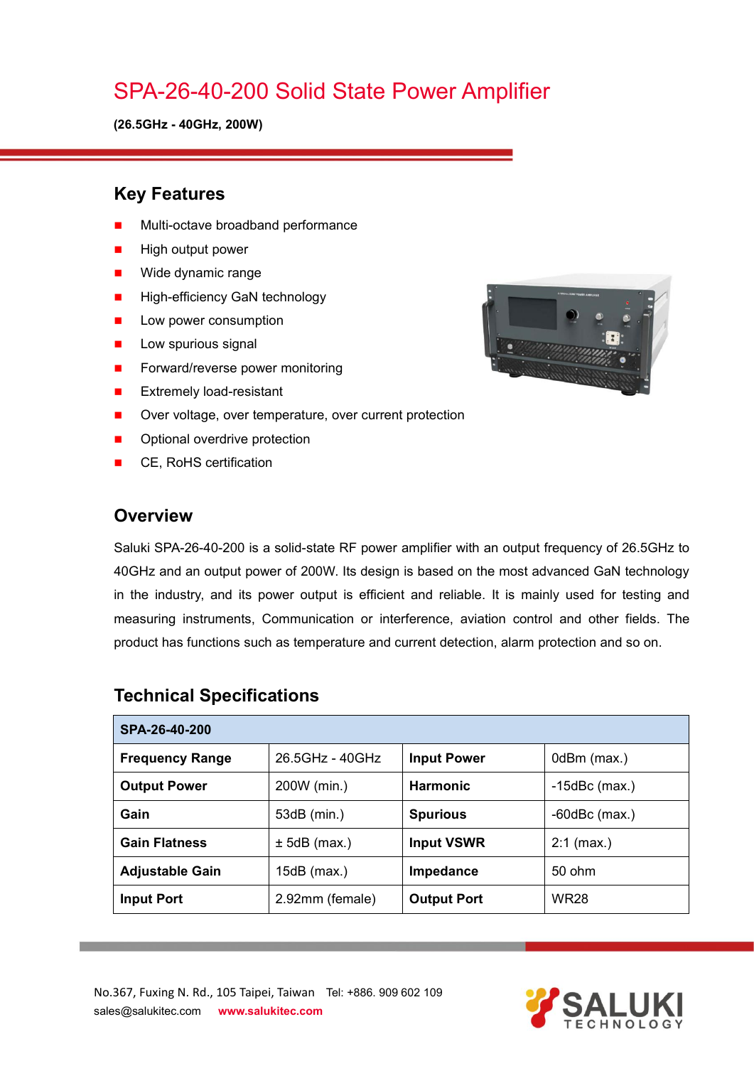# SPA-26-40-200 Solid State Power Amplifier

**(26.5GHz - 40GHz, 200W)**

## Key Features

- Multi-octave broadband performance
- High output power
- Wide dynamic range
- High-efficiency GaN technology
- Low power consumption
- Low spurious signal
- Forward/reverse power monitoring
- Extremely load-resistant
- Over voltage, over temperature, over current protection
- Optional overdrive protection
- CE, RoHS certification

## Overview

Saluki SPA-26-40-200 is a solid-state RF power amplifier with an output frequency of 26.5GHz to 40GHz and an output power of 200W. Its design is based on the most advanced GaN technology in the industry, and its power output is efficient and reliable. It is mainly used for testing and measuring instruments, Communication or interference, aviation control and other fields. The product has functions such as temperature and current detection, alarm protection and so on.

## Technical Specifications

| **SPA-26-40-200** | | | |
|---|---|---|---|
| **Frequency Range** | 26.5GHz - 40GHz | **Input Power** | 0dBm (max.) |
| **Output Power** | 200W (min.) | **Harmonic** | -15dBc (max.) |
| **Gain** | 53dB (min.) | **Spurious** | -60dBc (max.) |
| **Gain Flatness** | ± 5dB (max.) | **Input VSWR** | 2:1 (max.) |
| **Adjustable Gain** | 15dB (max.) | **Impedance** | 50 ohm |
| **Input Port** | 2.92mm (female) | **Output Port** | WR28 |

No.367, Fuxing N. Rd., 105 Taipei, Taiwan Tel: +886. 909 602 109
sales@salukitec.com www.salukitec.com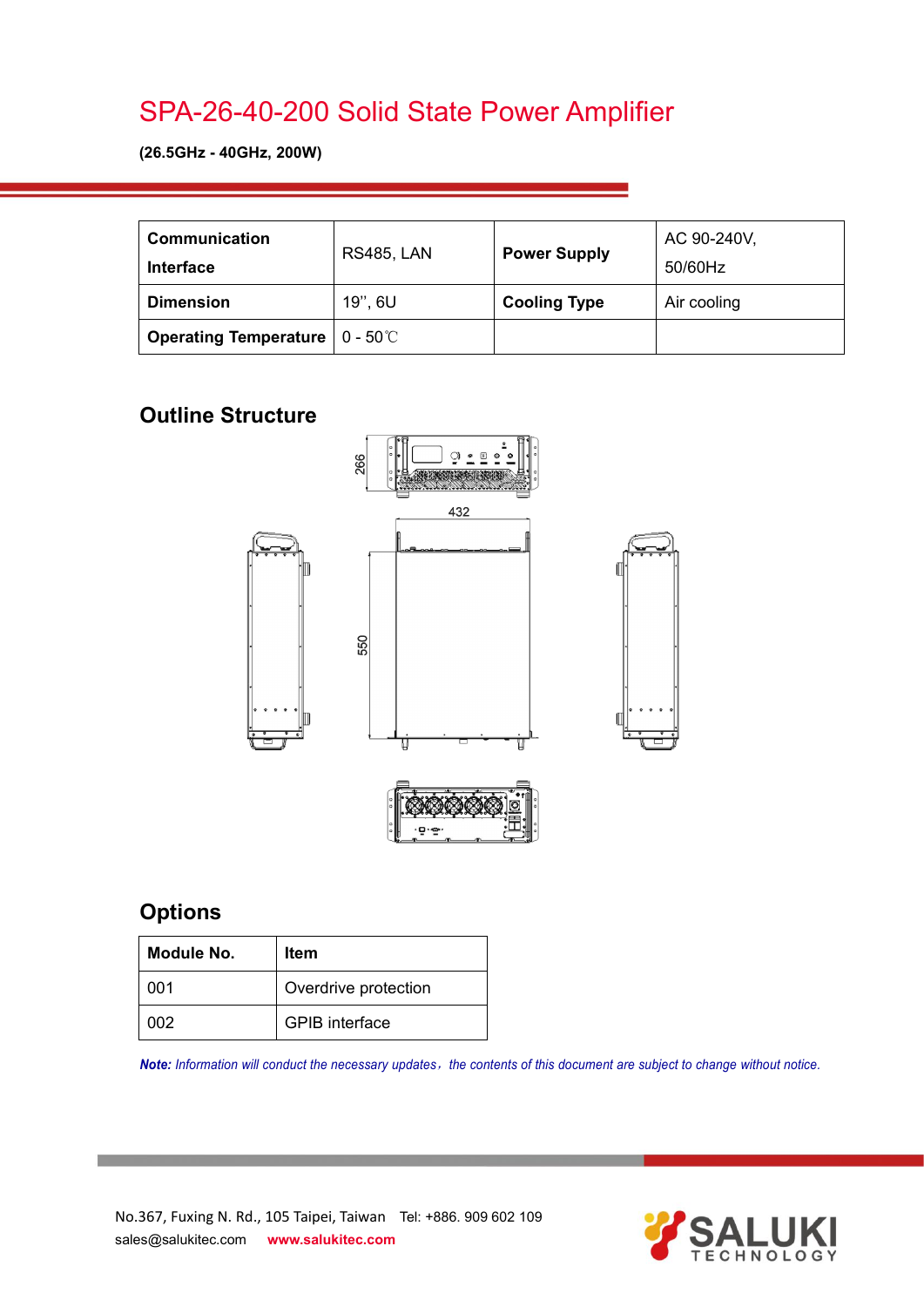# SPA-26-40-200 Solid State Power Amplifier

**(26.5GHz - 40GHz, 200W)**

| | | | |
|---|---|---|---|
| **Communication Interface** | RS485, LAN | **Power Supply** | AC 90-240V, 50/60Hz |
| **Dimension** | 19'', 6U | **Cooling Type** | Air cooling |
| **Operating Temperature** | 0 - 50℃ | | |

## Outline Structure

266

432

550

## Options

| Module No. | Item |
|---|---|
| 001 | Overdrive protection |
| 002 | GPIB interface |

***Note:*** *Information will conduct the necessary updates，the contents of this document are subject to change without notice.*

No.367, Fuxing N. Rd., 105 Taipei, Taiwan Tel: +886. 909 602 109
sales@salukitec.com **www.salukitec.com**